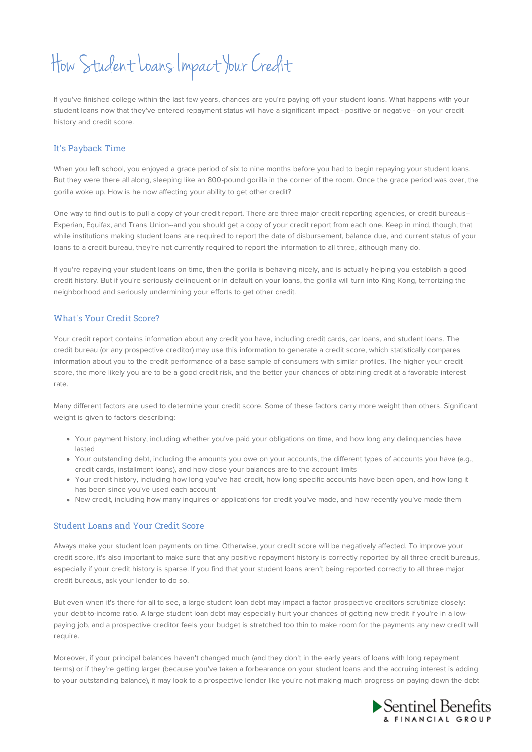# How Student Loans Impact Your Credit

If you've finished college within the last few years, chances are you're paying off your student loans. What happens with your student loans now that they've entered repayment status will have a significant impact - positive or negative - on your credit history and credit score.

## It's Payback Time

When you left school, you enjoyed a grace period of six to nine months before you had to begin repaying your student loans. But they were there all along, sleeping like an 800-pound gorilla in the corner of the room. Once the grace period was over, the gorilla woke up. How is he now affecting your ability to get other credit?

One way to find out is to pull a copy of your credit report. There are three major credit reporting agencies, or credit bureaus--Experian, Equifax, and Trans Union--and you should get a copy of your credit report from each one. Keep in mind, though, that while institutions making student loans are required to report the date of disbursement, balance due, and current status of your loans to a credit bureau, they're not currently required to report the information to all three, although many do.

If you're repaying your student loans on time, then the gorilla is behaving nicely, and is actually helping you establish a good credit history. But if you're seriously delinquent or in default on your loans, the gorilla will turn into King Kong, terrorizing the neighborhood and seriously undermining your efforts to get other credit.

## What's Your Credit Score?

Your credit report contains information about any credit you have, including credit cards, car loans, and student loans. The credit bureau (or any prospective creditor) may use this information to generate a credit score, which statistically compares information about you to the credit performance of a base sample of consumers with similar profiles. The higher your credit score, the more likely you are to be a good credit risk, and the better your chances of obtaining credit at a favorable interest rate.

Many different factors are used to determine your credit score. Some of these factors carry more weight than others. Significant weight is given to factors describing:

- Your payment history, including whether you've paid your obligations on time, and how long any delinquencies have lasted
- Your outstanding debt, including the amounts you owe on your accounts, the different types of accounts you have (e.g., credit cards, installment loans), and how close your balances are to the account limits
- Your credit history, including how long you've had credit, how long specific accounts have been open, and how long it has been since you've used each account
- New credit, including how many inquires or applications for credit you've made, and how recently you've made them

## Student Loans and Your Credit Score

Always make your student loan payments on time. Otherwise, your credit score will be negatively affected. To improve your credit score, it's also important to make sure that any positive repayment history is correctly reported by all three credit bureaus, especially if your credit history is sparse. If you find that your student loans aren't being reported correctly to all three major credit bureaus, ask your lender to do so.

But even when it's there for all to see, a large student loan debt may impact a factor prospective creditors scrutinize closely: your debt-to-income ratio. A large student loan debt may especially hurt your chances of getting new credit if you're in a low-paying job, and a prospective creditor feels your budget is stretched too thin to make room for the payments any new credit will require.

Moreover, if your principal balances haven't changed much (and they don't in the early years of loans with long repayment terms) or if they're getting larger (because you've taken a forbearance on your student loans and the accruing interest is adding to your outstanding balance), it may look to a prospective lender like you're not making much progress on paying down the debt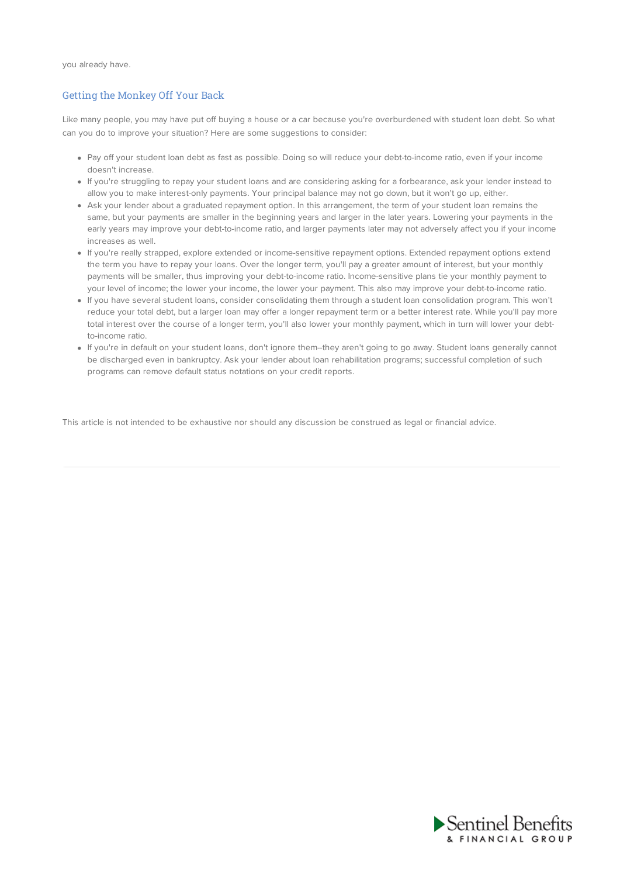you already have.

## Getting the Monkey Off Your Back

Like many people, you may have put off buying a house or a car because you're overburdened with student loan debt. So what can you do to improve your situation? Here are some suggestions to consider:

- Pay off your student loan debt as fast as possible. Doing so will reduce your debt-to-income ratio, even if your income doesn't increase.
- If you're struggling to repay your student loans and are considering asking for a forbearance, ask your lender instead to allow you to make interest-only payments. Your principal balance may not go down, but it won't go up, either.
- Ask your lender about a graduated repayment option. In this arrangement, the term of your student loan remains the same, but your payments are smaller in the beginning years and larger in the later years. Lowering your payments in the early years may improve your debt-to-income ratio, and larger payments later may not adversely affect you if your income increases as well.
- If you're really strapped, explore extended or income-sensitive repayment options. Extended repayment options extend the term you have to repay your loans. Over the longer term, you'll pay a greater amount of interest, but your monthly payments will be smaller, thus improving your debt-to-income ratio. Income-sensitive plans tie your monthly payment to your level of income; the lower your income, the lower your payment. This also may improve your debt-to-income ratio.
- If you have several student loans, consider consolidating them through a student loan consolidation program. This won't reduce your total debt, but a larger loan may offer a longer repayment term or a better interest rate. While you'll pay more total interest over the course of a longer term, you'll also lower your monthly payment, which in turn will lower your debt-to-income ratio.
- If you're in default on your student loans, don't ignore them--they aren't going to go away. Student loans generally cannot be discharged even in bankruptcy. Ask your lender about loan rehabilitation programs; successful completion of such programs can remove default status notations on your credit reports.

This article is not intended to be exhaustive nor should any discussion be construed as legal or financial advice.

Sentinel Benefits & Financial Group